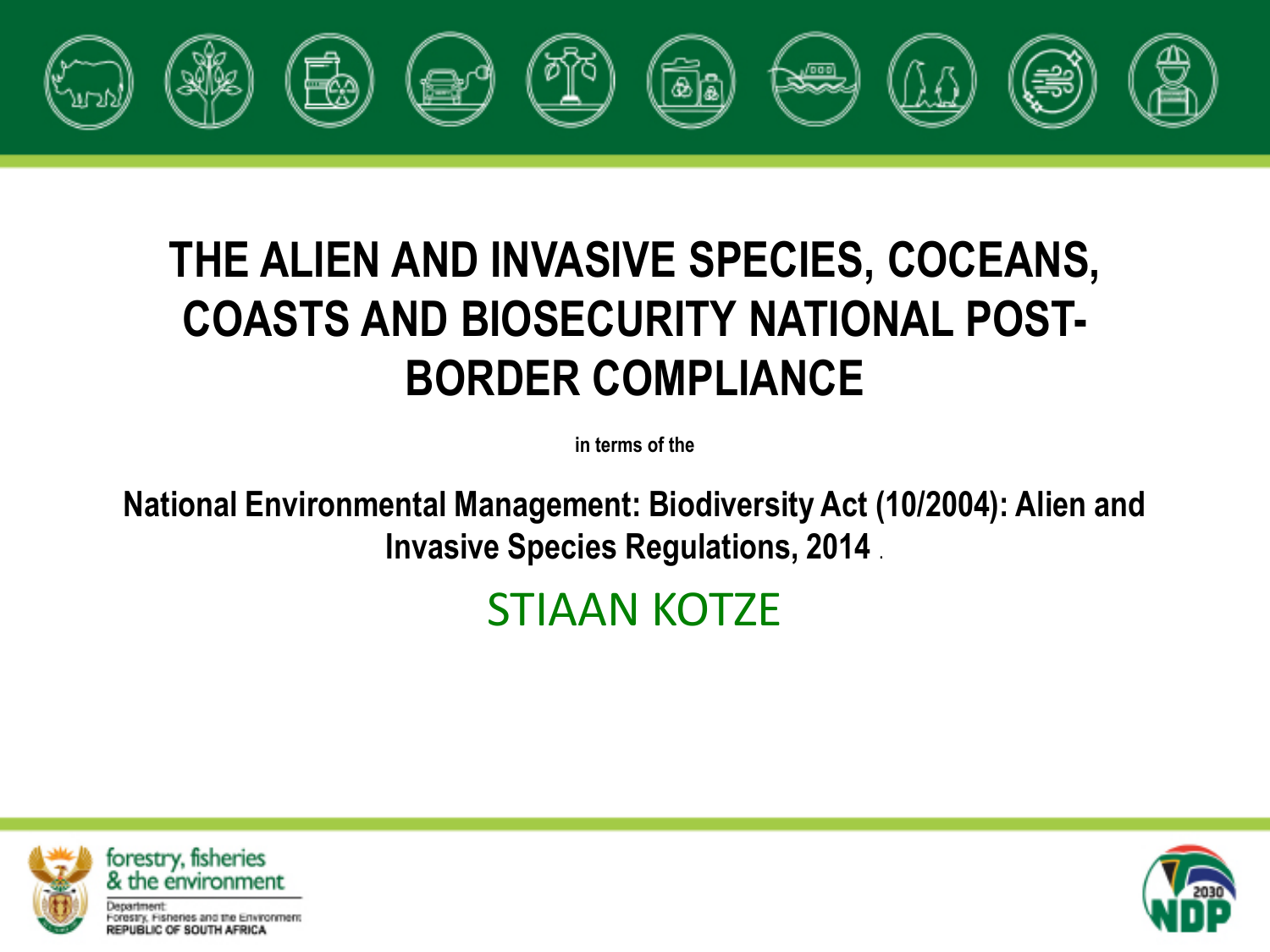# THE ALIEN AND INVASIVE SPECIES, COCEANS, COASTS AND BIOSECURITY NATIONAL POST-BORDER COMPLIANCE

**in terms of the**

**National Environmental Management: Biodiversity Act (10/2004): Alien and Invasive Species Regulations, 2014**

STIAAN KOTZE

forestry, fisheries & the environment

Department: Forestry, Fisheries and the Environment
REPUBLIC OF SOUTH AFRICA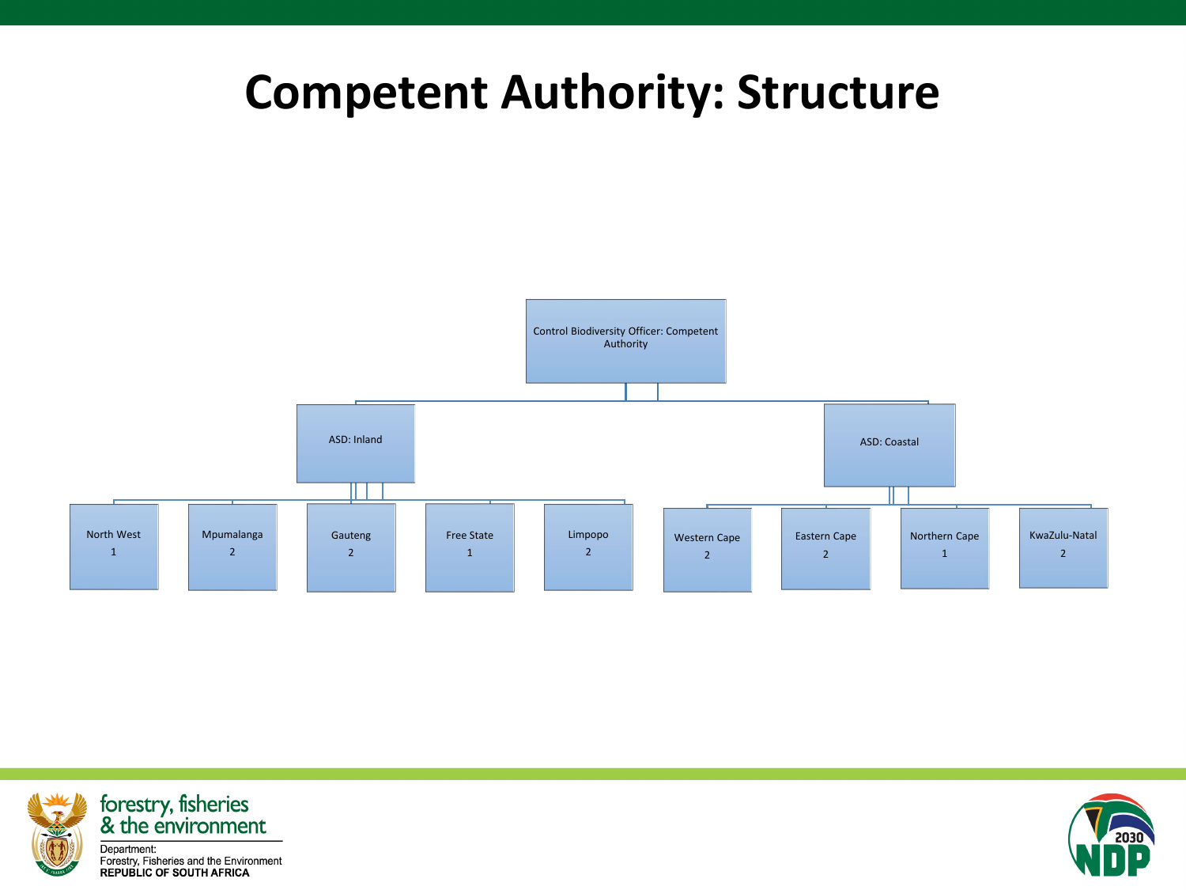# Competent Authority: Structure

- Control Biodiversity Officer: Competent Authority
  - ASD: Inland
    - North West 1
    - Mpumalanga 2
    - Gauteng 2
    - Free State 1
    - Limpopo 2
  - ASD: Coastal
    - Western Cape 2
    - Eastern Cape 2
    - Northern Cape 1
    - KwaZulu-Natal 2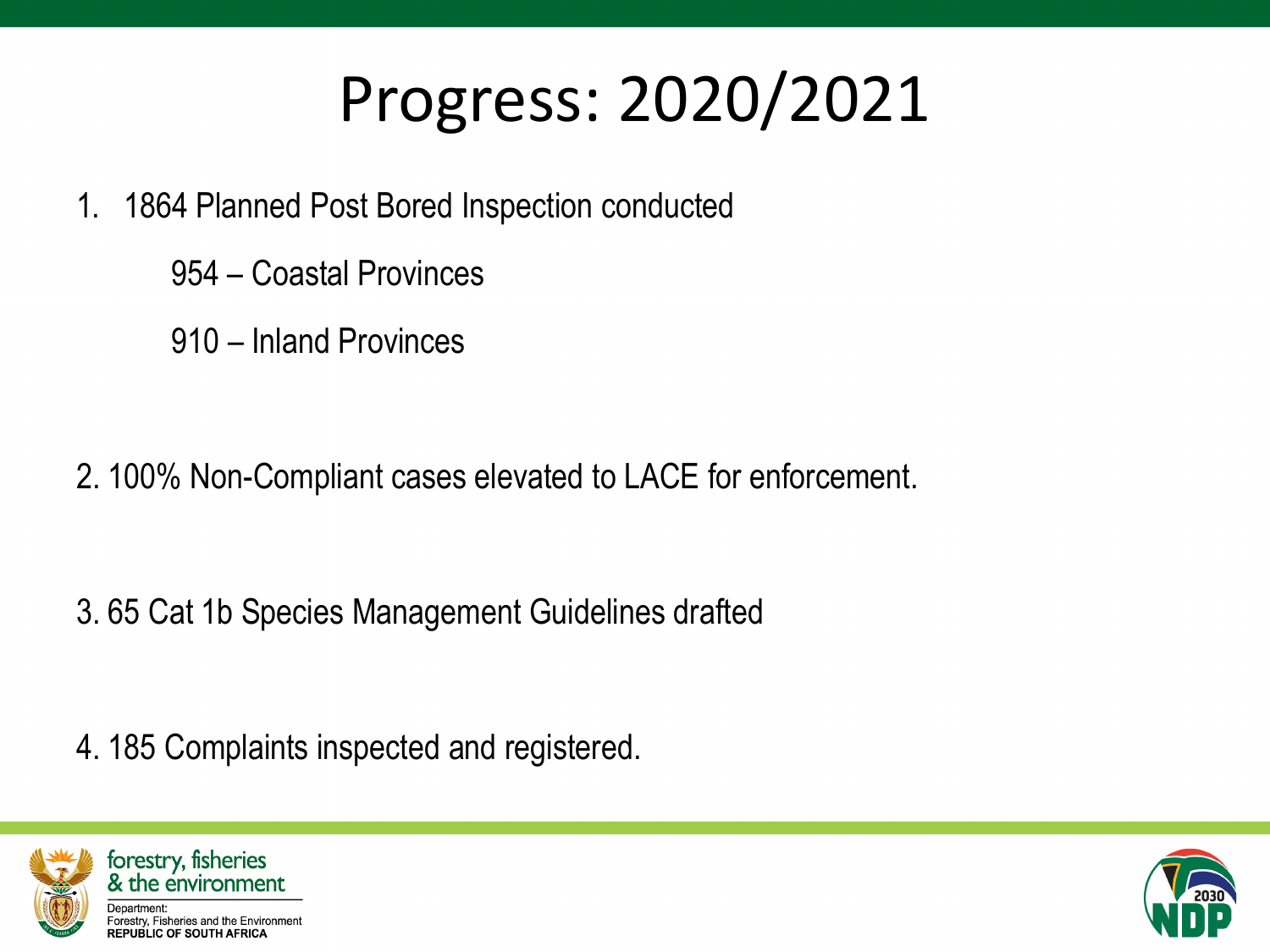# Progress: 2020/2021

1. 1864 Planned Post Bored Inspection conducted

   954 – Coastal Provinces

   910 – Inland Provinces

2. 100% Non-Compliant cases elevated to LACE for enforcement.

3. 65 Cat 1b Species Management Guidelines drafted

4. 185 Complaints inspected and registered.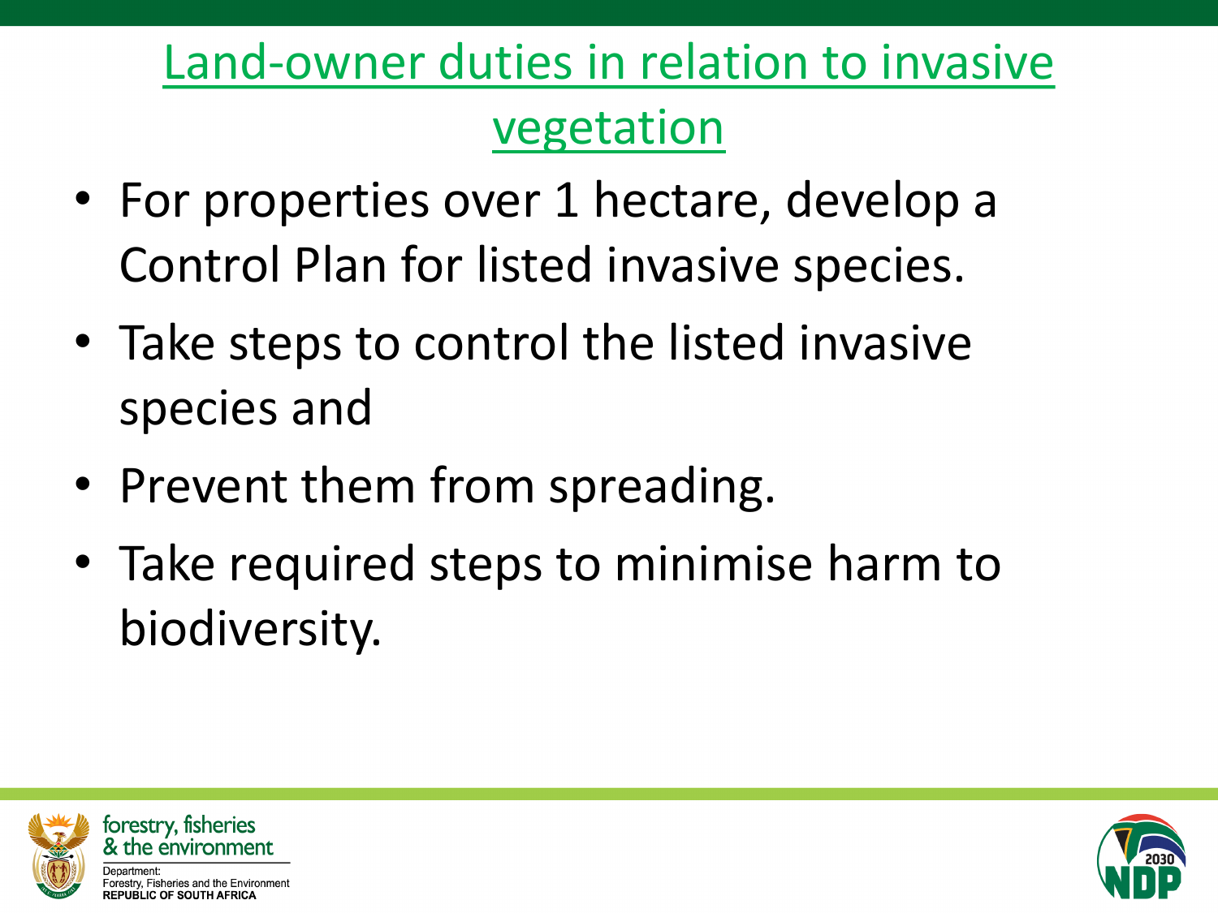## Land-owner duties in relation to invasive vegetation

- For properties over 1 hectare, develop a Control Plan for listed invasive species.
- Take steps to control the listed invasive species and
- Prevent them from spreading.
- Take required steps to minimise harm to biodiversity.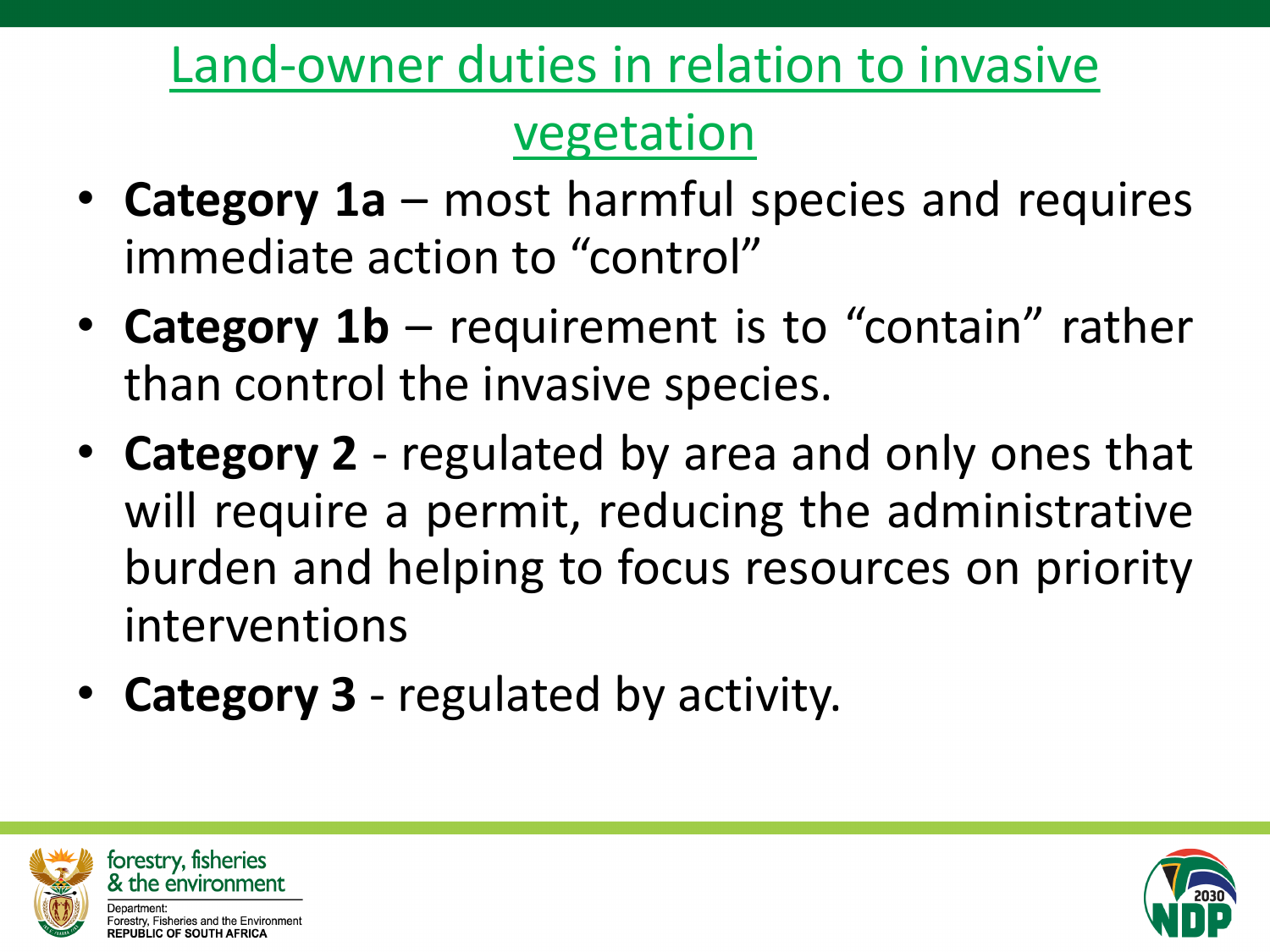# Land-owner duties in relation to invasive vegetation

- **Category 1a** – most harmful species and requires immediate action to "control"
- **Category 1b** – requirement is to "contain" rather than control the invasive species.
- **Category 2** - regulated by area and only ones that will require a permit, reducing the administrative burden and helping to focus resources on priority interventions
- **Category 3** - regulated by activity.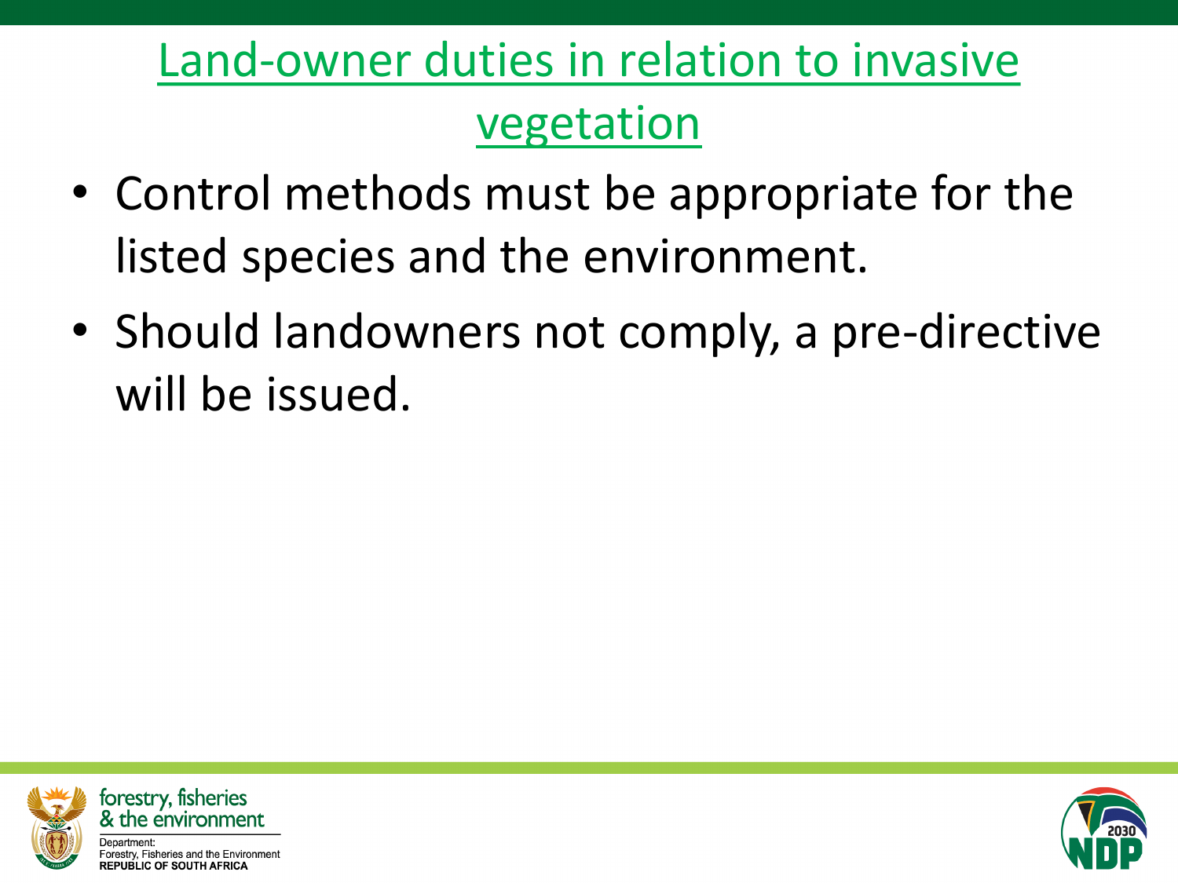# Land-owner duties in relation to invasive vegetation

- Control methods must be appropriate for the listed species and the environment.
- Should landowners not comply, a pre-directive will be issued.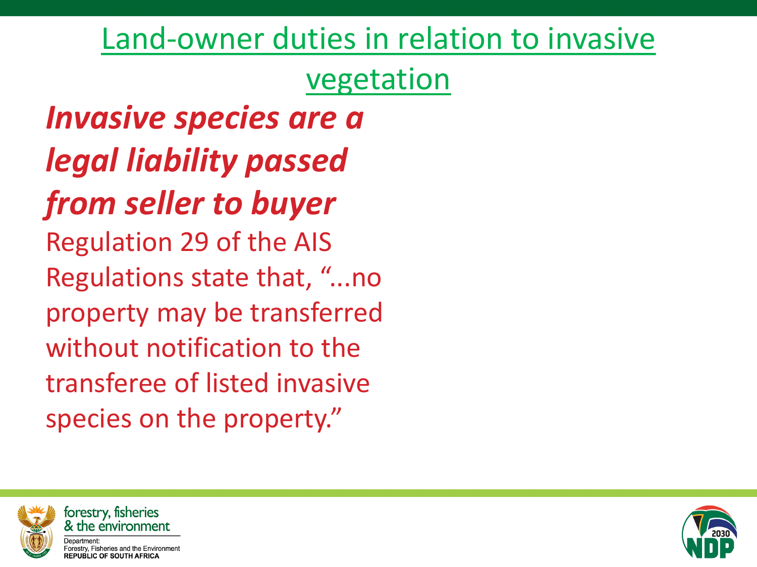# Land-owner duties in relation to invasive vegetation

***Invasive species are a legal liability passed from seller to buyer***

Regulation 29 of the AIS Regulations state that, "...no property may be transferred without notification to the transferee of listed invasive species on the property."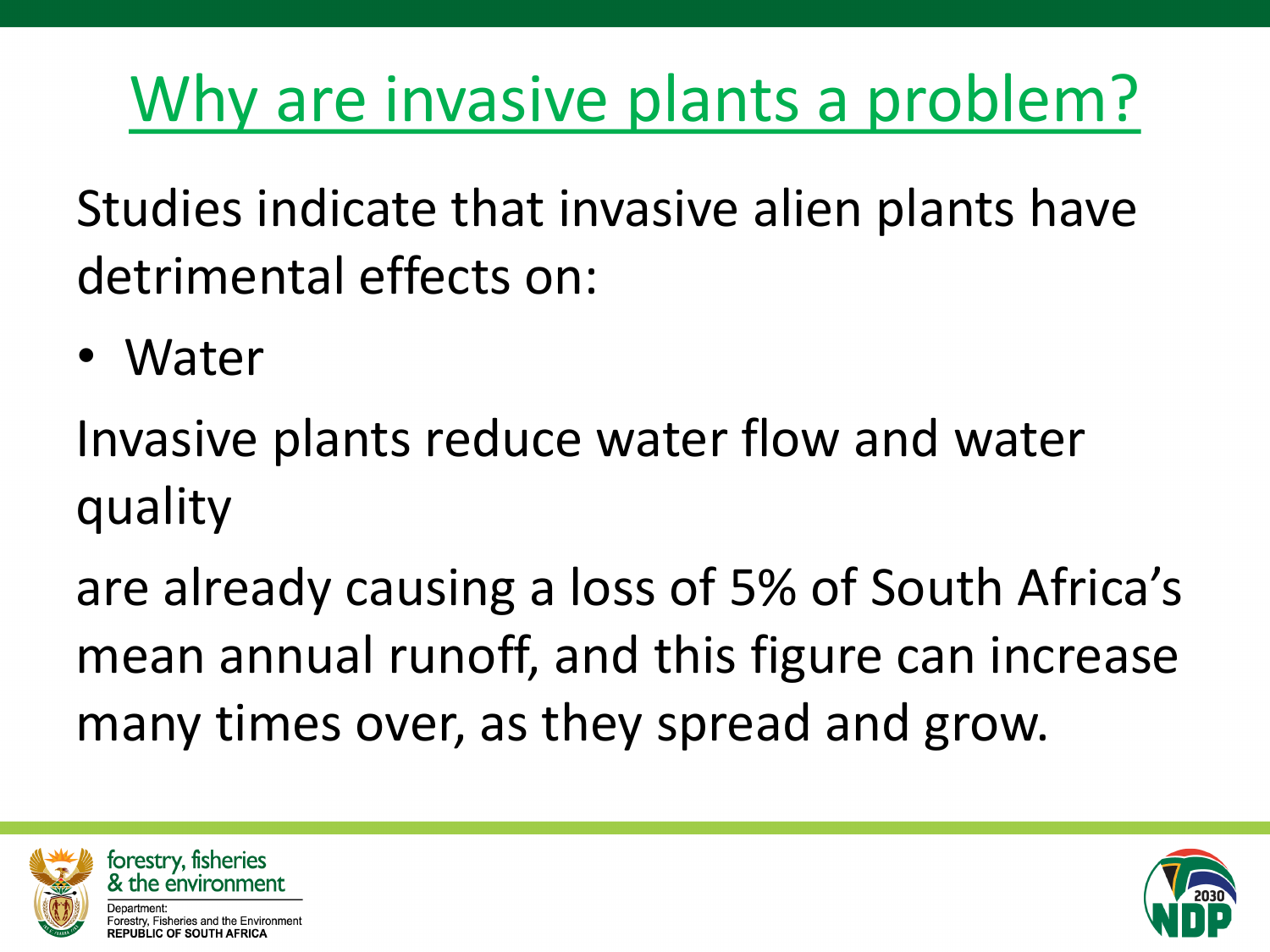# Why are invasive plants a problem?

Studies indicate that invasive alien plants have detrimental effects on:

- Water

Invasive plants reduce water flow and water quality

are already causing a loss of 5% of South Africa's mean annual runoff, and this figure can increase many times over, as they spread and grow.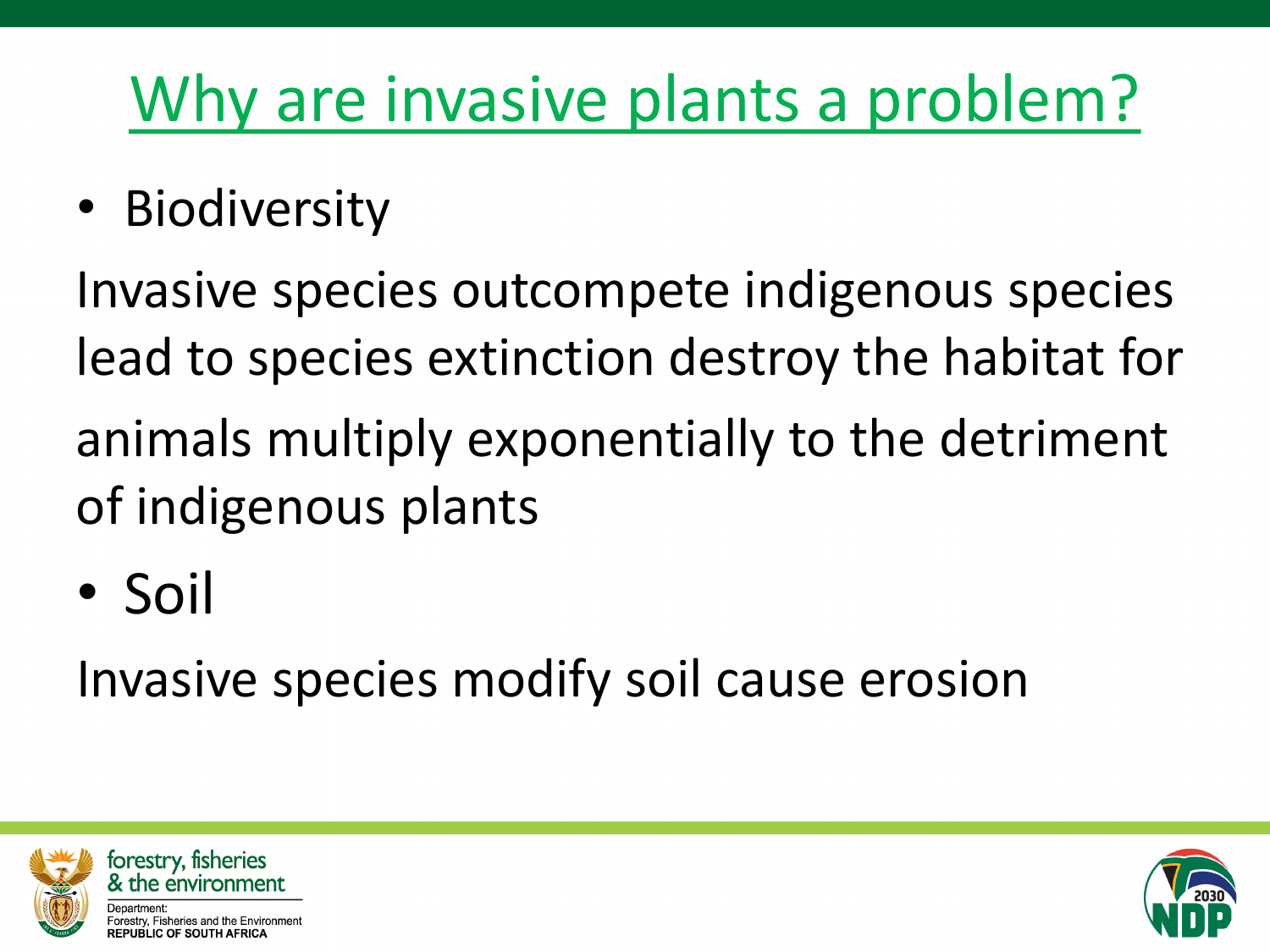# Why are invasive plants a problem?

- Biodiversity

Invasive species outcompete indigenous species lead to species extinction destroy the habitat for animals multiply exponentially to the detriment of indigenous plants

- Soil

Invasive species modify soil cause erosion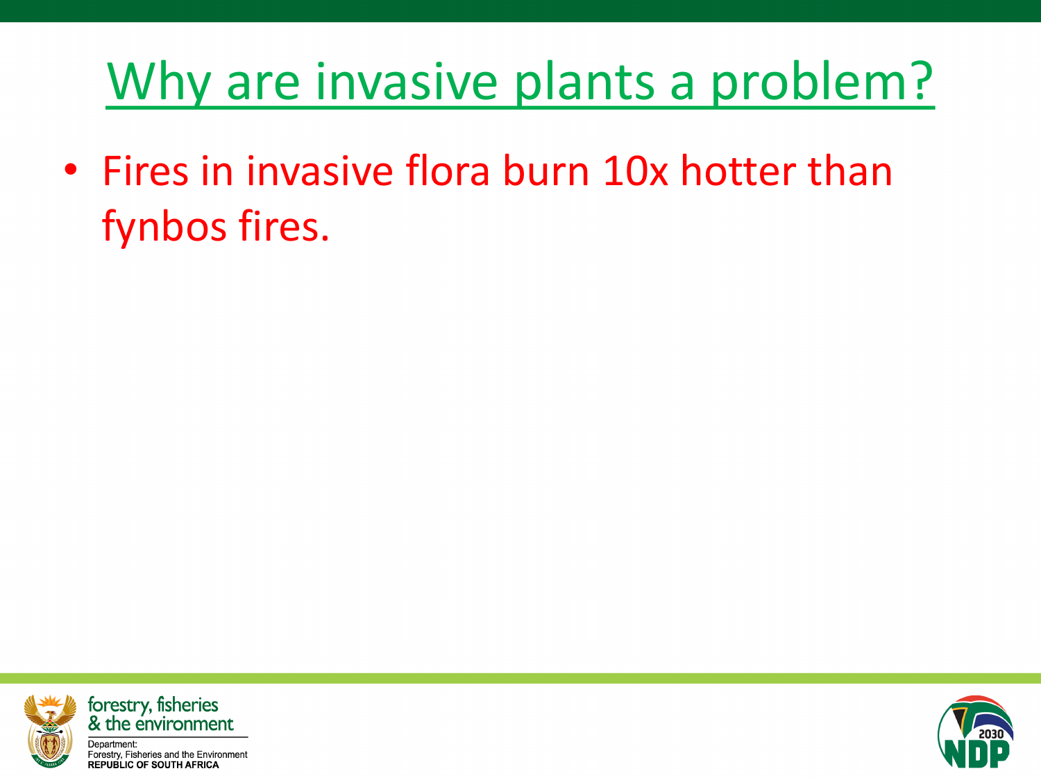# Why are invasive plants a problem?

- Fires in invasive flora burn 10x hotter than fynbos fires.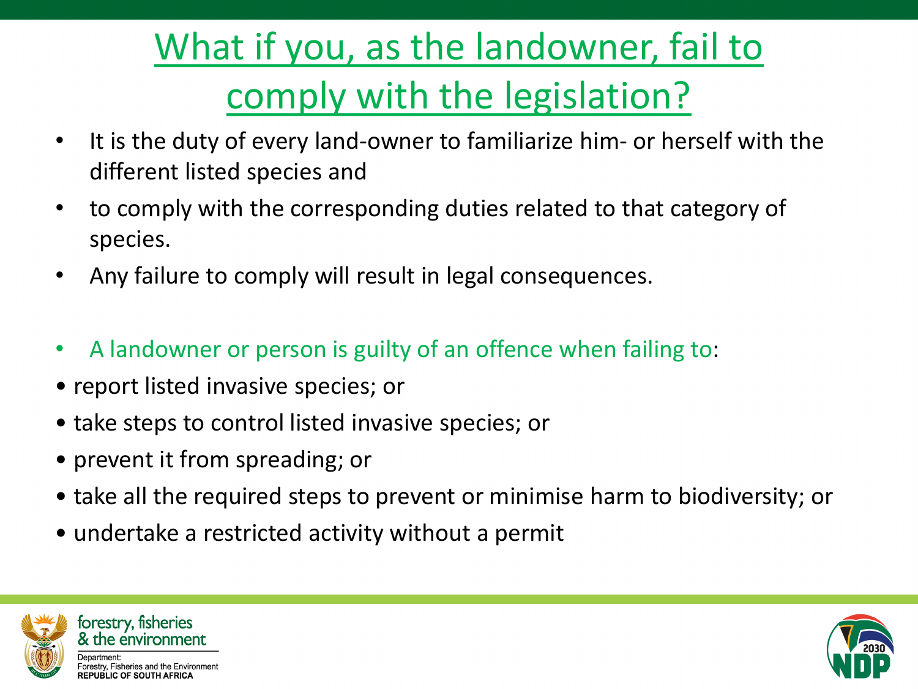# What if you, as the landowner, fail to comply with the legislation?

- It is the duty of every land-owner to familiarize him- or herself with the different listed species and
- to comply with the corresponding duties related to that category of species.
- Any failure to comply will result in legal consequences.

- A landowner or person is guilty of an offence when failing to:

- report listed invasive species; or
- take steps to control listed invasive species; or
- prevent it from spreading; or
- take all the required steps to prevent or minimise harm to biodiversity; or
- undertake a restricted activity without a permit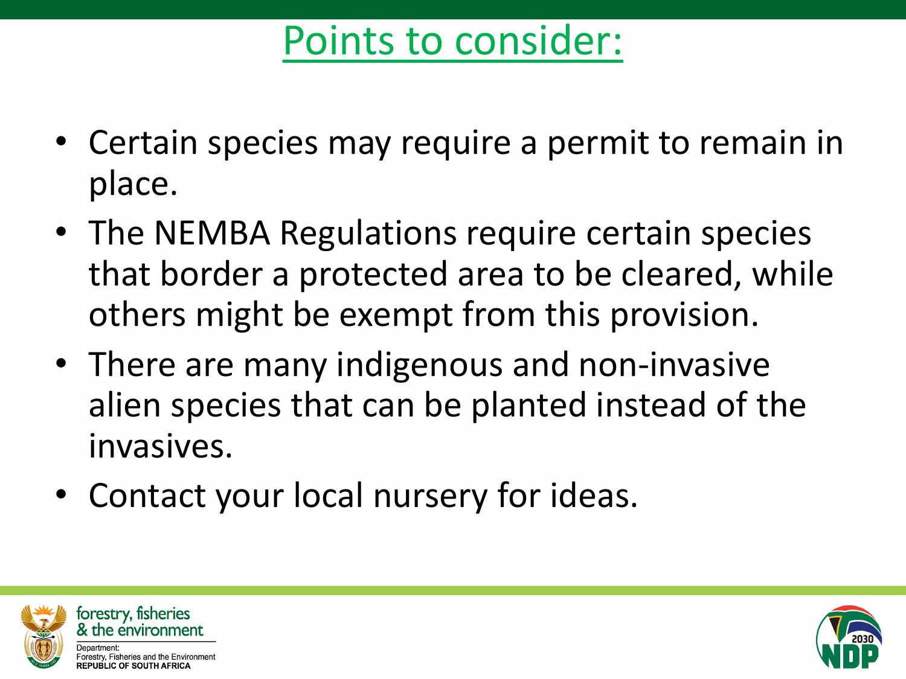# Points to consider:

- Certain species may require a permit to remain in place.
- The NEMBA Regulations require certain species that border a protected area to be cleared, while others might be exempt from this provision.
- There are many indigenous and non-invasive alien species that can be planted instead of the invasives.
- Contact your local nursery for ideas.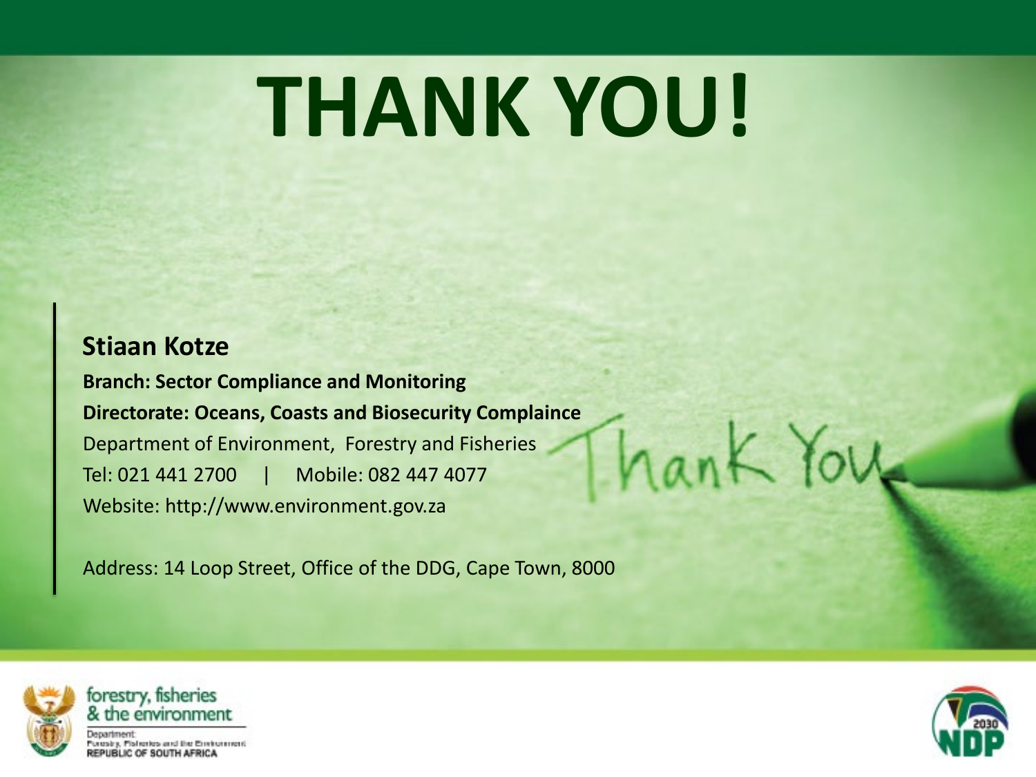# THANK YOU!

**Stiaan Kotze**

**Branch: Sector Compliance and Monitoring**

**Directorate: Oceans, Coasts and Biosecurity Complaince**

Department of Environment, Forestry and Fisheries

Tel: 021 441 2700 | Mobile: 082 447 4077

Website: http://www.environment.gov.za

Address: 14 Loop Street, Office of the DDG, Cape Town, 8000